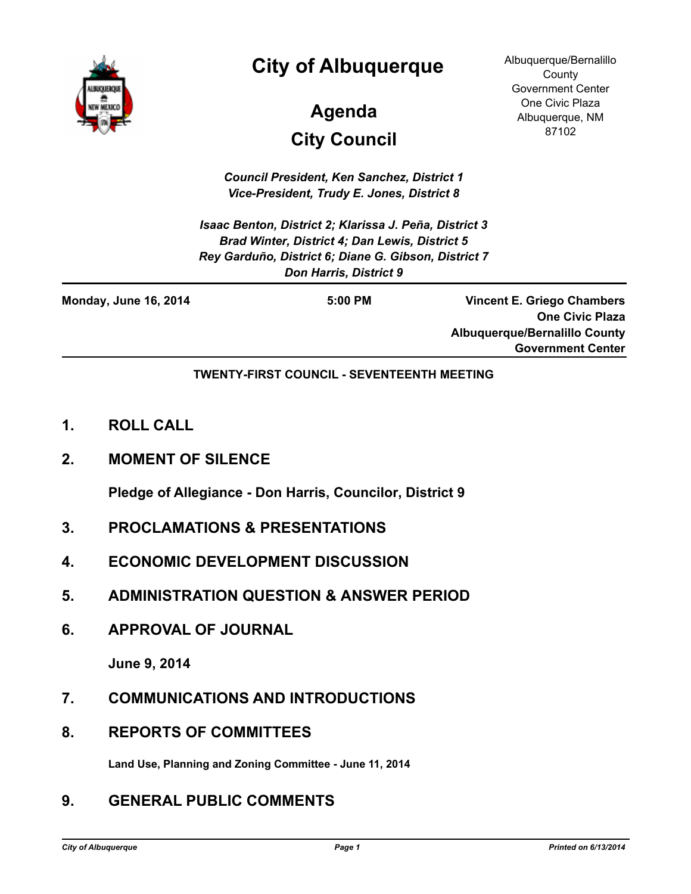# City of Albuquerque

## Agenda

## City Council

Albuquerque/Bernalillo County Government Center
One Civic Plaza
Albuquerque, NM 87102

*Council President, Ken Sanchez, District 1*
*Vice-President, Trudy E. Jones, District 8*

*Isaac Benton, District 2; Klarissa J. Peña, District 3*
*Brad Winter, District 4; Dan Lewis, District 5*
*Rey Garduño, District 6; Diane G. Gibson, District 7*
*Don Harris, District 9*

**Monday, June 16, 2014** | **5:00 PM** | **Vincent E. Griego Chambers, One Civic Plaza, Albuquerque/Bernalillo County Government Center**

**TWENTY-FIRST COUNCIL - SEVENTEENTH MEETING**

## 1. ROLL CALL

## 2. MOMENT OF SILENCE

**Pledge of Allegiance - Don Harris, Councilor, District 9**

## 3. PROCLAMATIONS & PRESENTATIONS

## 4. ECONOMIC DEVELOPMENT DISCUSSION

## 5. ADMINISTRATION QUESTION & ANSWER PERIOD

## 6. APPROVAL OF JOURNAL

**June 9, 2014**

## 7. COMMUNICATIONS AND INTRODUCTIONS

## 8. REPORTS OF COMMITTEES

**Land Use, Planning and Zoning Committee - June 11, 2014**

## 9. GENERAL PUBLIC COMMENTS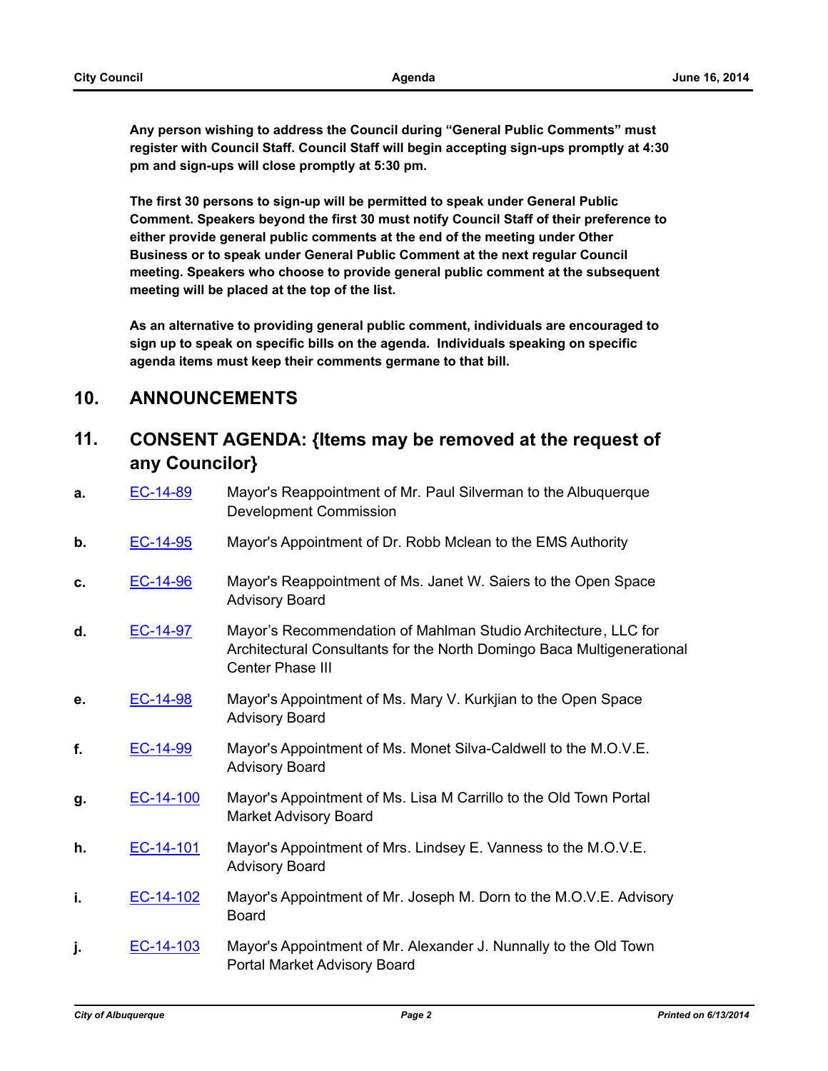**Any person wishing to address the Council during "General Public Comments" must register with Council Staff. Council Staff will begin accepting sign-ups promptly at 4:30 pm and sign-ups will close promptly at 5:30 pm.**

**The first 30 persons to sign-up will be permitted to speak under General Public Comment. Speakers beyond the first 30 must notify Council Staff of their preference to either provide general public comments at the end of the meeting under Other Business or to speak under General Public Comment at the next regular Council meeting. Speakers who choose to provide general public comment at the subsequent meeting will be placed at the top of the list.**

**As an alternative to providing general public comment, individuals are encouraged to sign up to speak on specific bills on the agenda. Individuals speaking on specific agenda items must keep their comments germane to that bill.**

## 10. ANNOUNCEMENTS

## 11. CONSENT AGENDA: {Items may be removed at the request of any Councilor}

**a.** EC-14-89 — Mayor's Reappointment of Mr. Paul Silverman to the Albuquerque Development Commission

**b.** EC-14-95 — Mayor's Appointment of Dr. Robb Mclean to the EMS Authority

**c.** EC-14-96 — Mayor's Reappointment of Ms. Janet W. Saiers to the Open Space Advisory Board

**d.** EC-14-97 — Mayor's Recommendation of Mahlman Studio Architecture, LLC for Architectural Consultants for the North Domingo Baca Multigenerational Center Phase III

**e.** EC-14-98 — Mayor's Appointment of Ms. Mary V. Kurkjian to the Open Space Advisory Board

**f.** EC-14-99 — Mayor's Appointment of Ms. Monet Silva-Caldwell to the M.O.V.E. Advisory Board

**g.** EC-14-100 — Mayor's Appointment of Ms. Lisa M Carrillo to the Old Town Portal Market Advisory Board

**h.** EC-14-101 — Mayor's Appointment of Mrs. Lindsey E. Vanness to the M.O.V.E. Advisory Board

**i.** EC-14-102 — Mayor's Appointment of Mr. Joseph M. Dorn to the M.O.V.E. Advisory Board

**j.** EC-14-103 — Mayor's Appointment of Mr. Alexander J. Nunnally to the Old Town Portal Market Advisory Board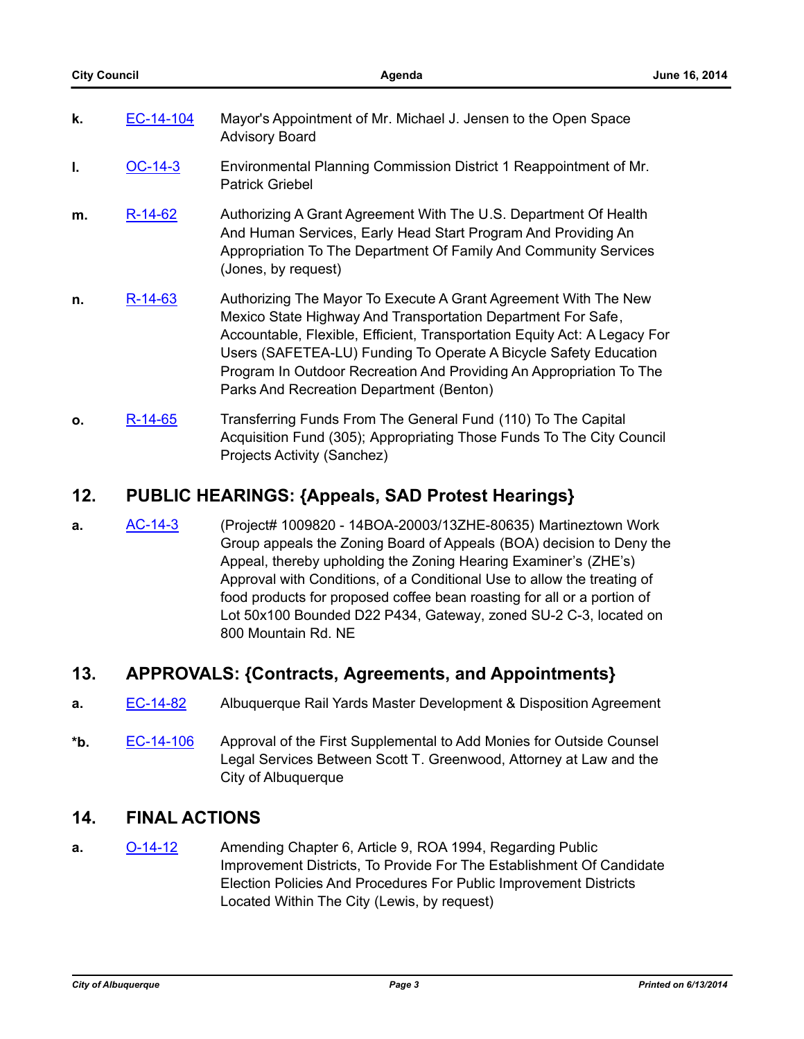**k.** EC-14-104 Mayor's Appointment of Mr. Michael J. Jensen to the Open Space Advisory Board

**l.** OC-14-3 Environmental Planning Commission District 1 Reappointment of Mr. Patrick Griebel

**m.** R-14-62 Authorizing A Grant Agreement With The U.S. Department Of Health And Human Services, Early Head Start Program And Providing An Appropriation To The Department Of Family And Community Services (Jones, by request)

**n.** R-14-63 Authorizing The Mayor To Execute A Grant Agreement With The New Mexico State Highway And Transportation Department For Safe, Accountable, Flexible, Efficient, Transportation Equity Act: A Legacy For Users (SAFETEA-LU) Funding To Operate A Bicycle Safety Education Program In Outdoor Recreation And Providing An Appropriation To The Parks And Recreation Department (Benton)

**o.** R-14-65 Transferring Funds From The General Fund (110) To The Capital Acquisition Fund (305); Appropriating Those Funds To The City Council Projects Activity (Sanchez)

## 12. PUBLIC HEARINGS: {Appeals, SAD Protest Hearings}

**a.** AC-14-3 (Project# 1009820 - 14BOA-20003/13ZHE-80635) Martineztown Work Group appeals the Zoning Board of Appeals (BOA) decision to Deny the Appeal, thereby upholding the Zoning Hearing Examiner's (ZHE's) Approval with Conditions, of a Conditional Use to allow the treating of food products for proposed coffee bean roasting for all or a portion of Lot 50x100 Bounded D22 P434, Gateway, zoned SU-2 C-3, located on 800 Mountain Rd. NE

## 13. APPROVALS: {Contracts, Agreements, and Appointments}

**a.** EC-14-82 Albuquerque Rail Yards Master Development & Disposition Agreement

***b.** EC-14-106 Approval of the First Supplemental to Add Monies for Outside Counsel Legal Services Between Scott T. Greenwood, Attorney at Law and the City of Albuquerque

## 14. FINAL ACTIONS

**a.** O-14-12 Amending Chapter 6, Article 9, ROA 1994, Regarding Public Improvement Districts, To Provide For The Establishment Of Candidate Election Policies And Procedures For Public Improvement Districts Located Within The City (Lewis, by request)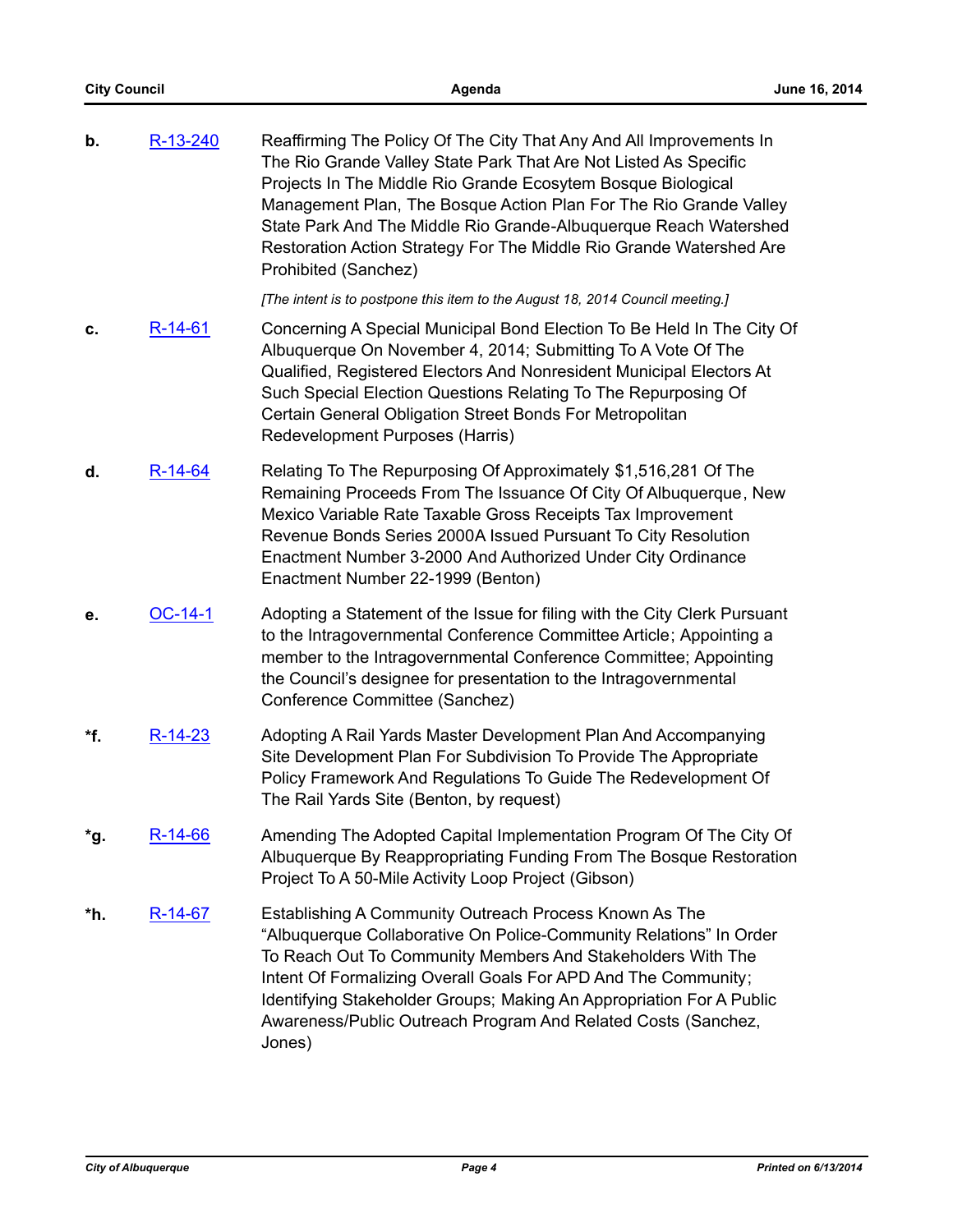**b.** R-13-240 Reaffirming The Policy Of The City That Any And All Improvements In The Rio Grande Valley State Park That Are Not Listed As Specific Projects In The Middle Rio Grande Ecosytem Bosque Biological Management Plan, The Bosque Action Plan For The Rio Grande Valley State Park And The Middle Rio Grande-Albuquerque Reach Watershed Restoration Action Strategy For The Middle Rio Grande Watershed Are Prohibited (Sanchez)

*[The intent is to postpone this item to the August 18, 2014 Council meeting.]*

**c.** R-14-61 Concerning A Special Municipal Bond Election To Be Held In The City Of Albuquerque On November 4, 2014; Submitting To A Vote Of The Qualified, Registered Electors And Nonresident Municipal Electors At Such Special Election Questions Relating To The Repurposing Of Certain General Obligation Street Bonds For Metropolitan Redevelopment Purposes (Harris)

**d.** R-14-64 Relating To The Repurposing Of Approximately $1,516,281 Of The Remaining Proceeds From The Issuance Of City Of Albuquerque, New Mexico Variable Rate Taxable Gross Receipts Tax Improvement Revenue Bonds Series 2000A Issued Pursuant To City Resolution Enactment Number 3-2000 And Authorized Under City Ordinance Enactment Number 22-1999 (Benton)

**e.** OC-14-1 Adopting a Statement of the Issue for filing with the City Clerk Pursuant to the Intragovernmental Conference Committee Article; Appointing a member to the Intragovernmental Conference Committee; Appointing the Council's designee for presentation to the Intragovernmental Conference Committee (Sanchez)

***f.** R-14-23 Adopting A Rail Yards Master Development Plan And Accompanying Site Development Plan For Subdivision To Provide The Appropriate Policy Framework And Regulations To Guide The Redevelopment Of The Rail Yards Site (Benton, by request)

***g.** R-14-66 Amending The Adopted Capital Implementation Program Of The City Of Albuquerque By Reappropriating Funding From The Bosque Restoration Project To A 50-Mile Activity Loop Project (Gibson)

***h.** R-14-67 Establishing A Community Outreach Process Known As The "Albuquerque Collaborative On Police-Community Relations" In Order To Reach Out To Community Members And Stakeholders With The Intent Of Formalizing Overall Goals For APD And The Community; Identifying Stakeholder Groups; Making An Appropriation For A Public Awareness/Public Outreach Program And Related Costs (Sanchez, Jones)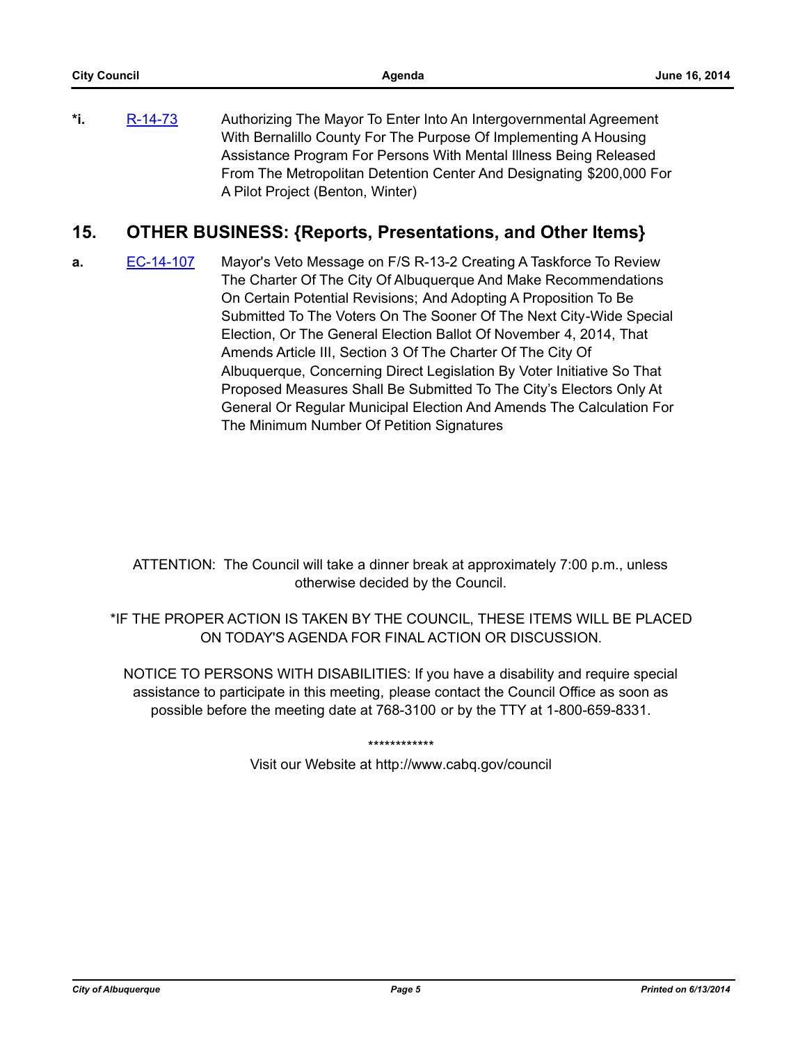**\*i.** R-14-73 Authorizing The Mayor To Enter Into An Intergovernmental Agreement With Bernalillo County For The Purpose Of Implementing A Housing Assistance Program For Persons With Mental Illness Being Released From The Metropolitan Detention Center And Designating $200,000 For A Pilot Project (Benton, Winter)

## 15. OTHER BUSINESS: {Reports, Presentations, and Other Items}

**a.** EC-14-107 Mayor's Veto Message on F/S R-13-2 Creating A Taskforce To Review The Charter Of The City Of Albuquerque And Make Recommendations On Certain Potential Revisions; And Adopting A Proposition To Be Submitted To The Voters On The Sooner Of The Next City-Wide Special Election, Or The General Election Ballot Of November 4, 2014, That Amends Article III, Section 3 Of The Charter Of The City Of Albuquerque, Concerning Direct Legislation By Voter Initiative So That Proposed Measures Shall Be Submitted To The City's Electors Only At General Or Regular Municipal Election And Amends The Calculation For The Minimum Number Of Petition Signatures

ATTENTION: The Council will take a dinner break at approximately 7:00 p.m., unless otherwise decided by the Council.

*IF THE PROPER ACTION IS TAKEN BY THE COUNCIL, THESE ITEMS WILL BE PLACED ON TODAY'S AGENDA FOR FINAL ACTION OR DISCUSSION.

NOTICE TO PERSONS WITH DISABILITIES: If you have a disability and require special assistance to participate in this meeting, please contact the Council Office as soon as possible before the meeting date at 768-3100 or by the TTY at 1-800-659-8331.

************

Visit our Website at http://www.cabq.gov/council